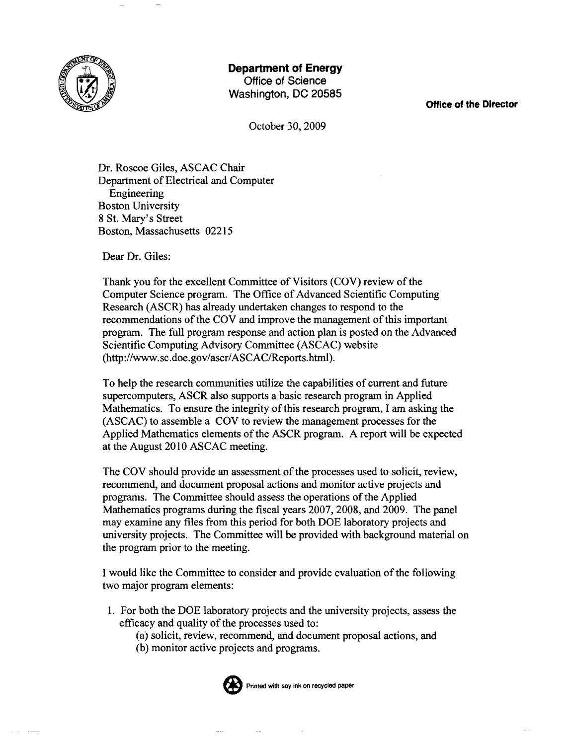**Department of Energy**
Office of Science
Washington, DC 20585

**Office of the Director**

October 30, 2009

Dr. Roscoe Giles, ASCAC Chair
Department of Electrical and Computer
Engineering
Boston University
8 St. Mary's Street
Boston, Massachusetts 02215

Dear Dr. Giles:

Thank you for the excellent Committee of Visitors (COV) review of the Computer Science program. The Office of Advanced Scientific Computing Research (ASCR) has already undertaken changes to respond to the recommendations of the COV and improve the management of this important program. The full program response and action plan is posted on the Advanced Scientific Computing Advisory Committee (ASCAC) website (http://www.sc.doe.gov/ascr/ASCAC/Reports.html).

To help the research communities utilize the capabilities of current and future supercomputers, ASCR also supports a basic research program in Applied Mathematics. To ensure the integrity of this research program, I am asking the (ASCAC) to assemble a COV to review the management processes for the Applied Mathematics elements of the ASCR program. A report will be expected at the August 2010 ASCAC meeting.

The COV should provide an assessment of the processes used to solicit, review, recommend, and document proposal actions and monitor active projects and programs. The Committee should assess the operations of the Applied Mathematics programs during the fiscal years 2007, 2008, and 2009. The panel may examine any files from this period for both DOE laboratory projects and university projects. The Committee will be provided with background material on the program prior to the meeting.

I would like the Committee to consider and provide evaluation of the following two major program elements:

1. For both the DOE laboratory projects and the university projects, assess the efficacy and quality of the processes used to:
   (a) solicit, review, recommend, and document proposal actions, and
   (b) monitor active projects and programs.

Printed with soy ink on recycled paper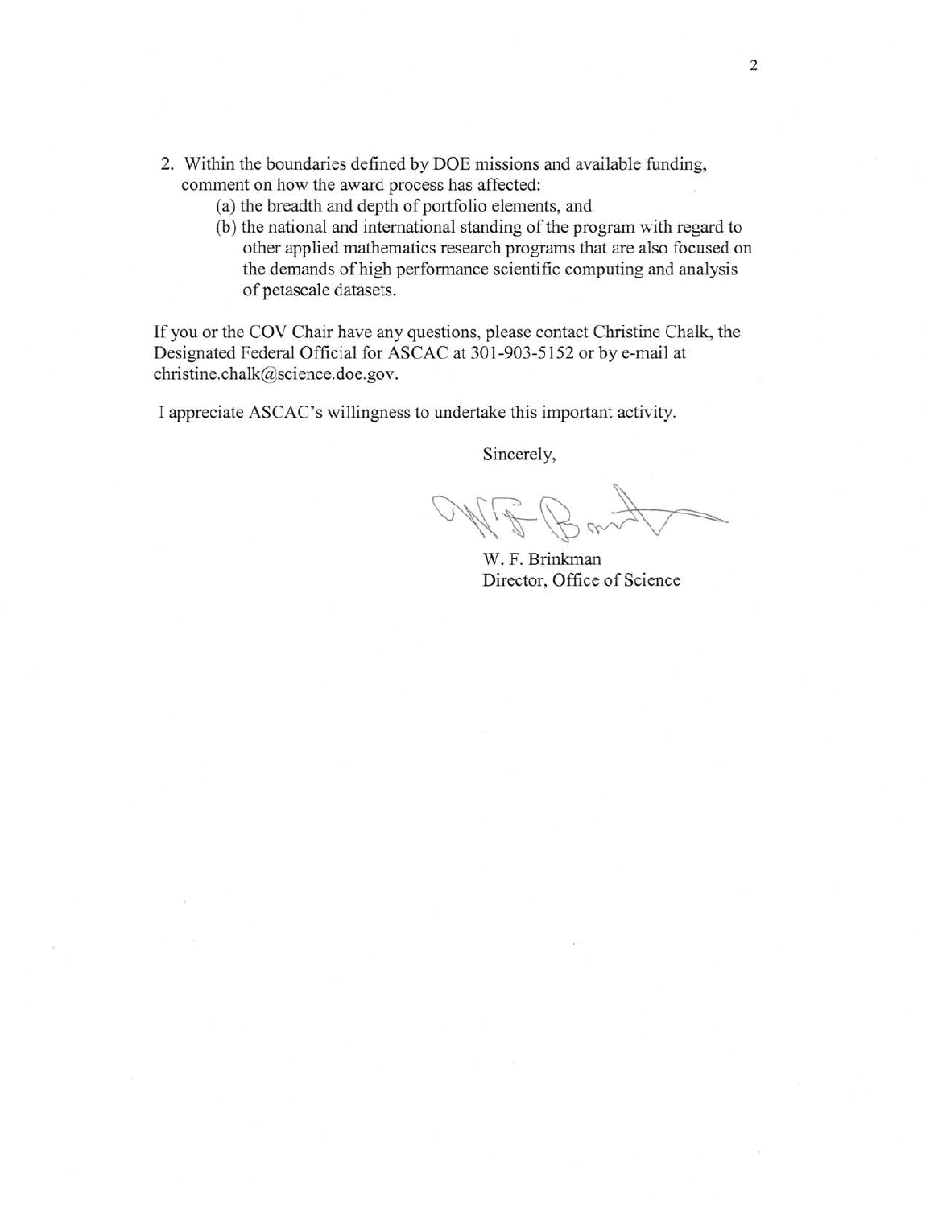2. Within the boundaries defined by DOE missions and available funding, comment on how the award process has affected:
   (a) the breadth and depth of portfolio elements, and
   (b) the national and international standing of the program with regard to other applied mathematics research programs that are also focused on the demands of high performance scientific computing and analysis of petascale datasets.

If you or the COV Chair have any questions, please contact Christine Chalk, the Designated Federal Official for ASCAC at 301-903-5152 or by e-mail at christine.chalk@science.doe.gov.

I appreciate ASCAC's willingness to undertake this important activity.

Sincerely,

W. F. Brinkman
Director, Office of Science